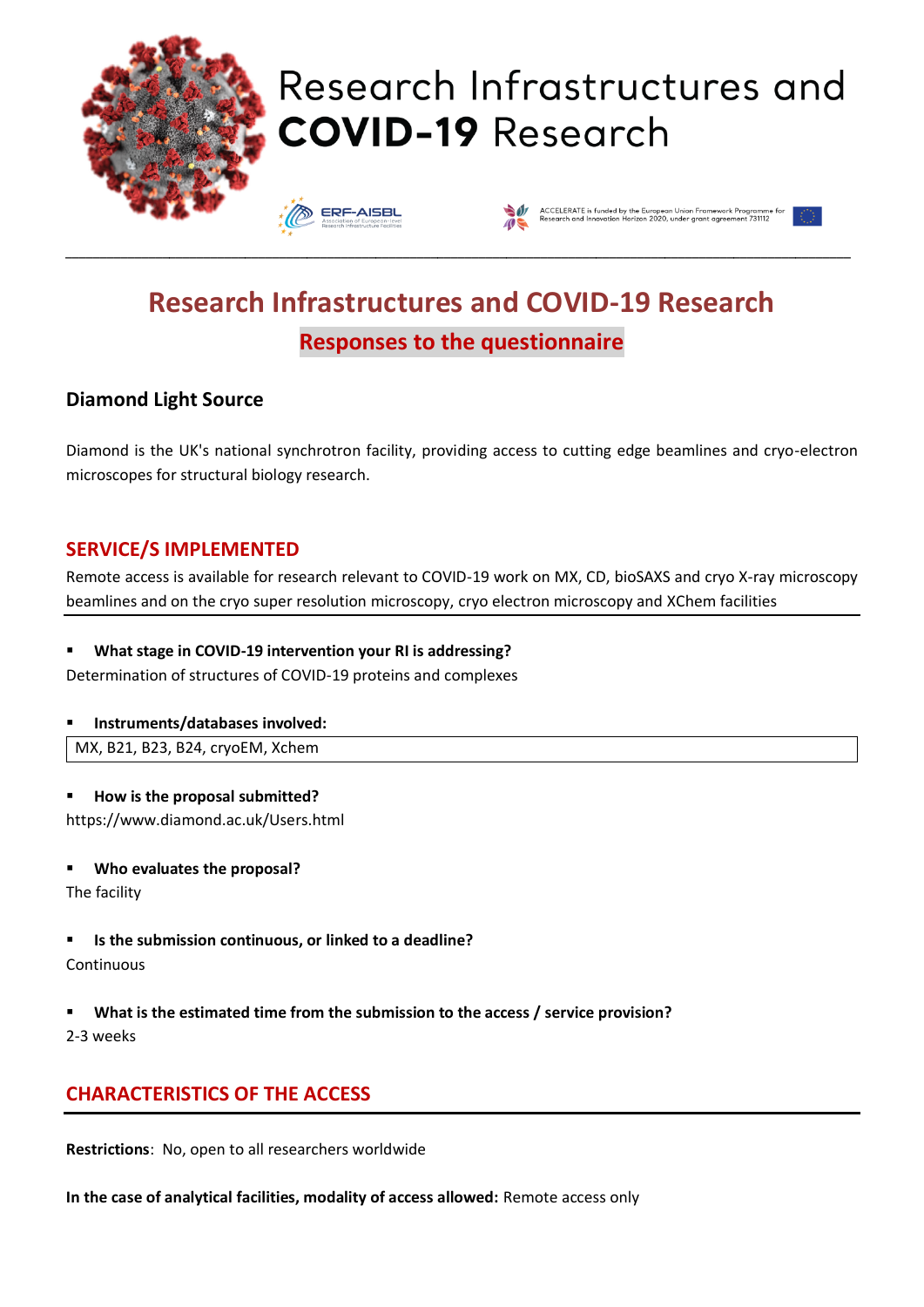# Research Infrastructures and COVID-19 Research

## Responses to the questionnaire

### Diamond Light Source

Diamond is the UK's national synchrotron facility, providing access to cutting edge beamlines and cryo-electron microscopes for structural biology research.

## SERVICE/S IMPLEMENTED

Remote access is available for research relevant to COVID-19 work on MX, CD, bioSAXS and cryo X-ray microscopy beamlines and on the cryo super resolution microscopy, cryo electron microscopy and XChem facilities

- **What stage in COVID-19 intervention your RI is addressing?**

Determination of structures of COVID-19 proteins and complexes

- **Instruments/databases involved:**

MX, B21, B23, B24, cryoEM, Xchem

- **How is the proposal submitted?**

https://www.diamond.ac.uk/Users.html

- **Who evaluates the proposal?**

The facility

- **Is the submission continuous, or linked to a deadline?**

Continuous

- **What is the estimated time from the submission to the access / service provision?**

2-3 weeks

## CHARACTERISTICS OF THE ACCESS

**Restrictions**: No, open to all researchers worldwide

**In the case of analytical facilities, modality of access allowed:** Remote access only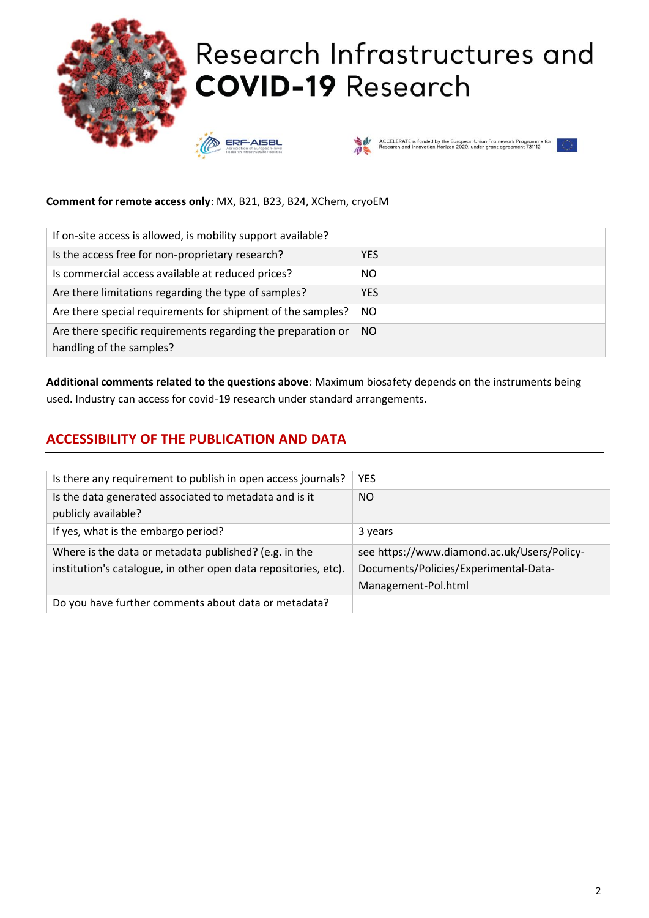**Comment for remote access only**: MX, B21, B23, B24, XChem, cryoEM

| | |
|---|---|
| If on-site access is allowed, is mobility support available? | |
| Is the access free for non-proprietary research? | YES |
| Is commercial access available at reduced prices? | NO |
| Are there limitations regarding the type of samples? | YES |
| Are there special requirements for shipment of the samples? | NO |
| Are there specific requirements regarding the preparation or handling of the samples? | NO |

**Additional comments related to the questions above**: Maximum biosafety depends on the instruments being used. Industry can access for covid-19 research under standard arrangements.

## ACCESSIBILITY OF THE PUBLICATION AND DATA

| | |
|---|---|
| Is there any requirement to publish in open access journals? | YES |
| Is the data generated associated to metadata and is it publicly available? | NO |
| If yes, what is the embargo period? | 3 years |
| Where is the data or metadata published? (e.g. in the institution's catalogue, in other open data repositories, etc). | see https://www.diamond.ac.uk/Users/Policy-Documents/Policies/Experimental-Data-Management-Pol.html |
| Do you have further comments about data or metadata? | |